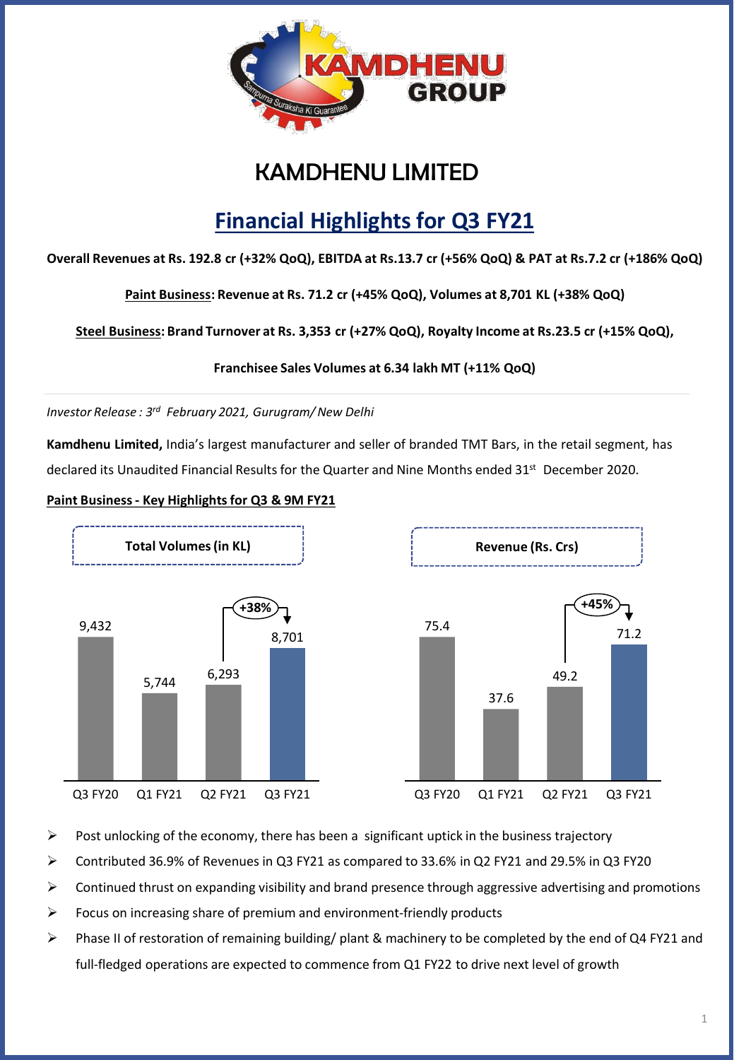# KAMDHENU LIMITED

## Financial Highlights for Q3 FY21

**Overall Revenues at Rs. 192.8 cr (+32% QoQ), EBITDA at Rs.13.7 cr (+56% QoQ) & PAT at Rs.7.2 cr (+186% QoQ)**

**Paint Business: Revenue at Rs. 71.2 cr (+45% QoQ), Volumes at 8,701 KL (+38% QoQ)**

**Steel Business: Brand Turnover at Rs. 3,353 cr (+27% QoQ), Royalty Income at Rs.23.5 cr (+15% QoQ),**

**Franchisee Sales Volumes at 6.34 lakh MT (+11% QoQ)**

---

*Investor Release : 3rd February 2021, Gurugram/ New Delhi*

**Kamdhenu Limited,** India's largest manufacturer and seller of branded TMT Bars, in the retail segment, has declared its Unaudited Financial Results for the Quarter and Nine Months ended 31st December 2020.

**Paint Business - Key Highlights for Q3 & 9M FY21**

**Total Volumes (in KL)**

| Q3 FY20 | Q1 FY21 | Q2 FY21 | Q3 FY21 |
|---|---|---|---|
| 9,432 | 5,744 | 6,293 | 8,701 |

+38% (Q2 FY21 to Q3 FY21)

**Revenue (Rs. Crs)**

| Q3 FY20 | Q1 FY21 | Q2 FY21 | Q3 FY21 |
|---|---|---|---|
| 75.4 | 37.6 | 49.2 | 71.2 |

+45% (Q2 FY21 to Q3 FY21)

- Post unlocking of the economy, there has been a significant uptick in the business trajectory
- Contributed 36.9% of Revenues in Q3 FY21 as compared to 33.6% in Q2 FY21 and 29.5% in Q3 FY20
- Continued thrust on expanding visibility and brand presence through aggressive advertising and promotions
- Focus on increasing share of premium and environment-friendly products
- Phase II of restoration of remaining building/ plant & machinery to be completed by the end of Q4 FY21 and full-fledged operations are expected to commence from Q1 FY22 to drive next level of growth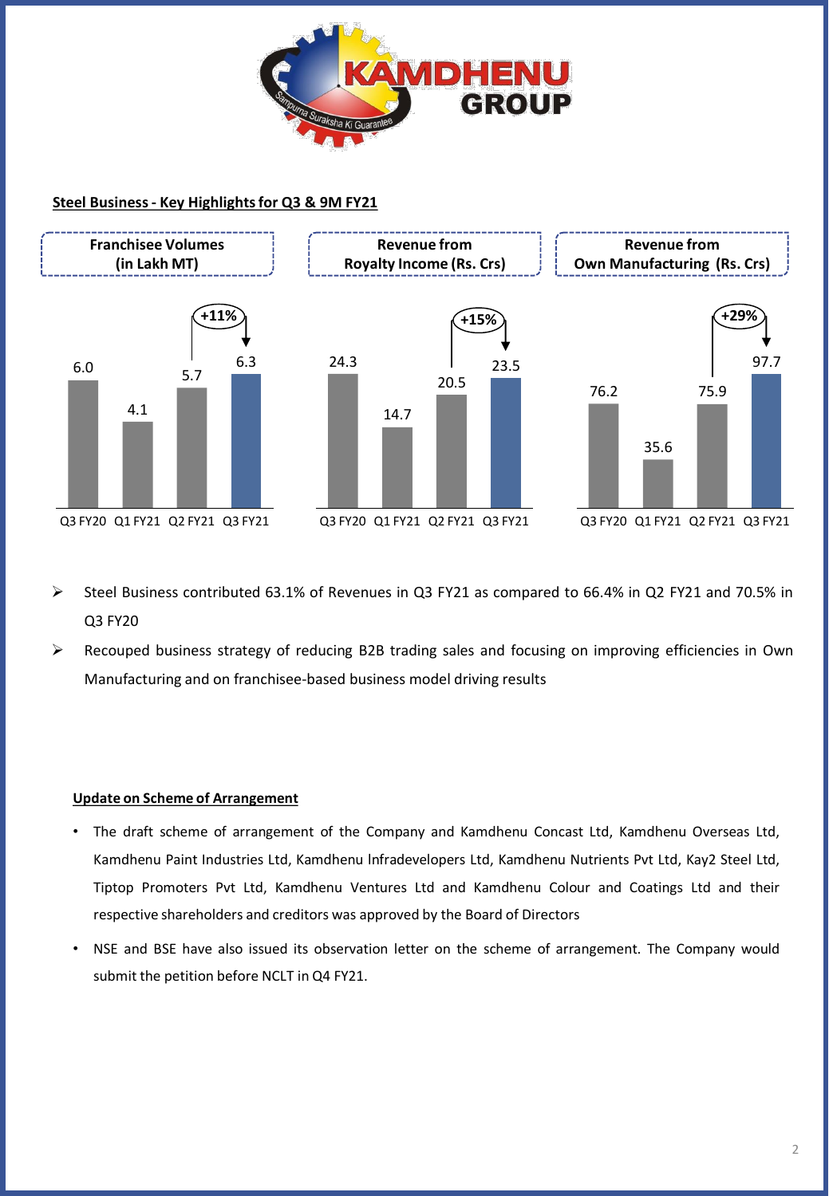## Steel Business - Key Highlights for Q3 & 9M FY21

**Franchisee Volumes (in Lakh MT)**

| Q3 FY20 | Q1 FY21 | Q2 FY21 | Q3 FY21 |
|---|---|---|---|
| 6.0 | 4.1 | 5.7 | 6.3 |

+11% (Q2 FY21 to Q3 FY21)

**Revenue from Royalty Income (Rs. Crs)**

| Q3 FY20 | Q1 FY21 | Q2 FY21 | Q3 FY21 |
|---|---|---|---|
| 24.3 | 14.7 | 20.5 | 23.5 |

+15% (Q2 FY21 to Q3 FY21)

**Revenue from Own Manufacturing (Rs. Crs)**

| Q3 FY20 | Q1 FY21 | Q2 FY21 | Q3 FY21 |
|---|---|---|---|
| 76.2 | 35.6 | 75.9 | 97.7 |

+29% (Q2 FY21 to Q3 FY21)

- Steel Business contributed 63.1% of Revenues in Q3 FY21 as compared to 66.4% in Q2 FY21 and 70.5% in Q3 FY20
- Recouped business strategy of reducing B2B trading sales and focusing on improving efficiencies in Own Manufacturing and on franchisee-based business model driving results

## Update on Scheme of Arrangement

- The draft scheme of arrangement of the Company and Kamdhenu Concast Ltd, Kamdhenu Overseas Ltd, Kamdhenu Paint Industries Ltd, Kamdhenu Infradevelopers Ltd, Kamdhenu Nutrients Pvt Ltd, Kay2 Steel Ltd, Tiptop Promoters Pvt Ltd, Kamdhenu Ventures Ltd and Kamdhenu Colour and Coatings Ltd and their respective shareholders and creditors was approved by the Board of Directors
- NSE and BSE have also issued its observation letter on the scheme of arrangement. The Company would submit the petition before NCLT in Q4 FY21.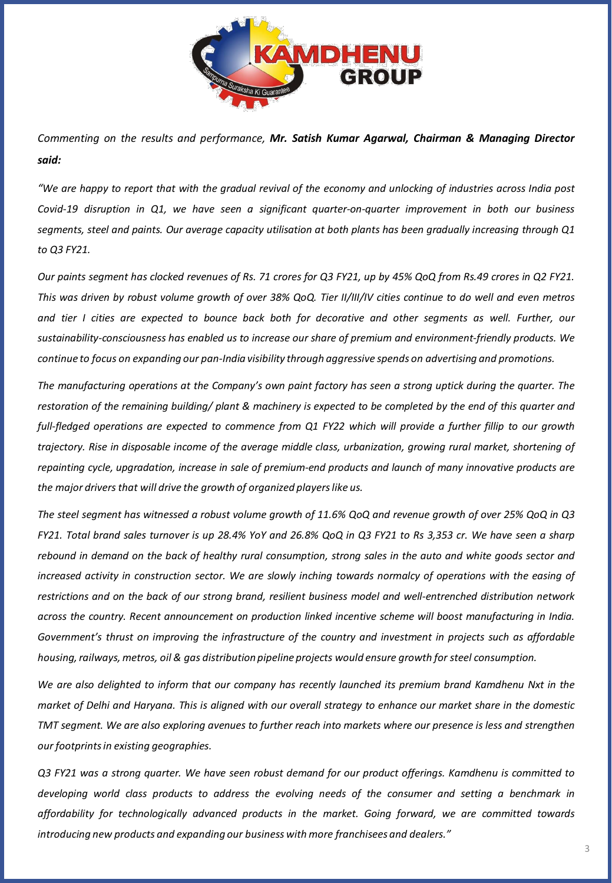*Commenting on the results and performance, **Mr. Satish Kumar Agarwal, Chairman & Managing Director said:***

*"We are happy to report that with the gradual revival of the economy and unlocking of industries across India post Covid-19 disruption in Q1, we have seen a significant quarter-on-quarter improvement in both our business segments, steel and paints. Our average capacity utilisation at both plants has been gradually increasing through Q1 to Q3 FY21.*

*Our paints segment has clocked revenues of Rs. 71 crores for Q3 FY21, up by 45% QoQ from Rs.49 crores in Q2 FY21. This was driven by robust volume growth of over 38% QoQ. Tier II/III/IV cities continue to do well and even metros and tier I cities are expected to bounce back both for decorative and other segments as well. Further, our sustainability-consciousness has enabled us to increase our share of premium and environment-friendly products. We continue to focus on expanding our pan-India visibility through aggressive spends on advertising and promotions.*

*The manufacturing operations at the Company's own paint factory has seen a strong uptick during the quarter. The restoration of the remaining building/ plant & machinery is expected to be completed by the end of this quarter and full-fledged operations are expected to commence from Q1 FY22 which will provide a further fillip to our growth trajectory. Rise in disposable income of the average middle class, urbanization, growing rural market, shortening of repainting cycle, upgradation, increase in sale of premium-end products and launch of many innovative products are the major drivers that will drive the growth of organized players like us.*

*The steel segment has witnessed a robust volume growth of 11.6% QoQ and revenue growth of over 25% QoQ in Q3 FY21. Total brand sales turnover is up 28.4% YoY and 26.8% QoQ in Q3 FY21 to Rs 3,353 cr. We have seen a sharp rebound in demand on the back of healthy rural consumption, strong sales in the auto and white goods sector and increased activity in construction sector. We are slowly inching towards normalcy of operations with the easing of restrictions and on the back of our strong brand, resilient business model and well-entrenched distribution network across the country. Recent announcement on production linked incentive scheme will boost manufacturing in India. Government's thrust on improving the infrastructure of the country and investment in projects such as affordable housing, railways, metros, oil & gas distribution pipeline projects would ensure growth for steel consumption.*

*We are also delighted to inform that our company has recently launched its premium brand Kamdhenu Nxt in the market of Delhi and Haryana. This is aligned with our overall strategy to enhance our market share in the domestic TMT segment. We are also exploring avenues to further reach into markets where our presence is less and strengthen our footprints in existing geographies.*

*Q3 FY21 was a strong quarter. We have seen robust demand for our product offerings. Kamdhenu is committed to developing world class products to address the evolving needs of the consumer and setting a benchmark in affordability for technologically advanced products in the market. Going forward, we are committed towards introducing new products and expanding our business with more franchisees and dealers."*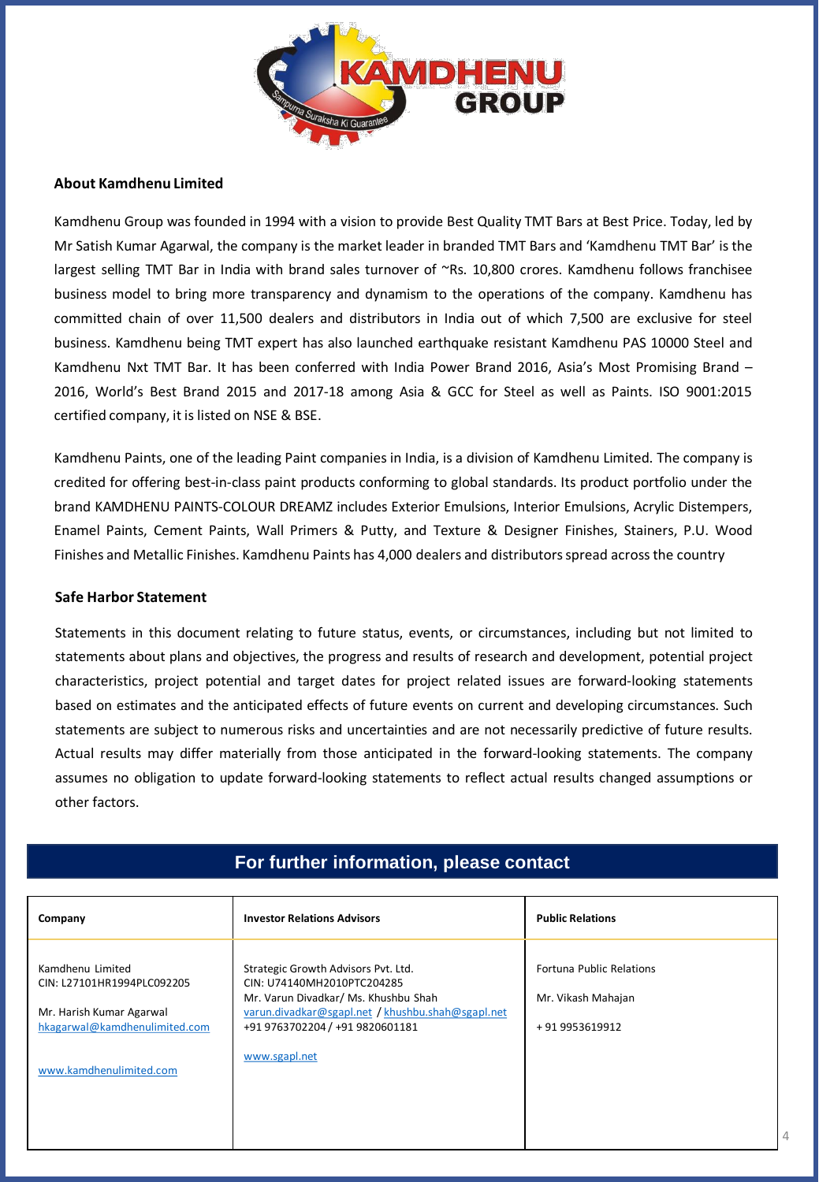### About Kamdhenu Limited

Kamdhenu Group was founded in 1994 with a vision to provide Best Quality TMT Bars at Best Price. Today, led by Mr Satish Kumar Agarwal, the company is the market leader in branded TMT Bars and 'Kamdhenu TMT Bar' is the largest selling TMT Bar in India with brand sales turnover of ~Rs. 10,800 crores. Kamdhenu follows franchisee business model to bring more transparency and dynamism to the operations of the company. Kamdhenu has committed chain of over 11,500 dealers and distributors in India out of which 7,500 are exclusive for steel business. Kamdhenu being TMT expert has also launched earthquake resistant Kamdhenu PAS 10000 Steel and Kamdhenu Nxt TMT Bar. It has been conferred with India Power Brand 2016, Asia's Most Promising Brand – 2016, World's Best Brand 2015 and 2017-18 among Asia & GCC for Steel as well as Paints. ISO 9001:2015 certified company, it is listed on NSE & BSE.

Kamdhenu Paints, one of the leading Paint companies in India, is a division of Kamdhenu Limited. The company is credited for offering best-in-class paint products conforming to global standards. Its product portfolio under the brand KAMDHENU PAINTS-COLOUR DREAMZ includes Exterior Emulsions, Interior Emulsions, Acrylic Distempers, Enamel Paints, Cement Paints, Wall Primers & Putty, and Texture & Designer Finishes, Stainers, P.U. Wood Finishes and Metallic Finishes. Kamdhenu Paints has 4,000 dealers and distributors spread across the country

### Safe Harbor Statement

Statements in this document relating to future status, events, or circumstances, including but not limited to statements about plans and objectives, the progress and results of research and development, potential project characteristics, project potential and target dates for project related issues are forward-looking statements based on estimates and the anticipated effects of future events on current and developing circumstances. Such statements are subject to numerous risks and uncertainties and are not necessarily predictive of future results. Actual results may differ materially from those anticipated in the forward-looking statements. The company assumes no obligation to update forward-looking statements to reflect actual results changed assumptions or other factors.

## For further information, please contact

| Company | Investor Relations Advisors | Public Relations |
|---|---|---|
| Kamdhenu Limited<br>CIN: L27101HR1994PLC092205<br><br>Mr. Harish Kumar Agarwal<br>hkagarwal@kamdhenulimited.com<br><br>www.kamdhenulimited.com | Strategic Growth Advisors Pvt. Ltd.<br>CIN: U74140MH2010PTC204285<br>Mr. Varun Divadkar/ Ms. Khushbu Shah<br>varun.divadkar@sgapl.net / khushbu.shah@sgapl.net<br>+91 9763702204 / +91 9820601181<br><br>www.sgapl.net | Fortuna Public Relations<br><br>Mr. Vikash Mahajan<br><br>+ 91 9953619912 |